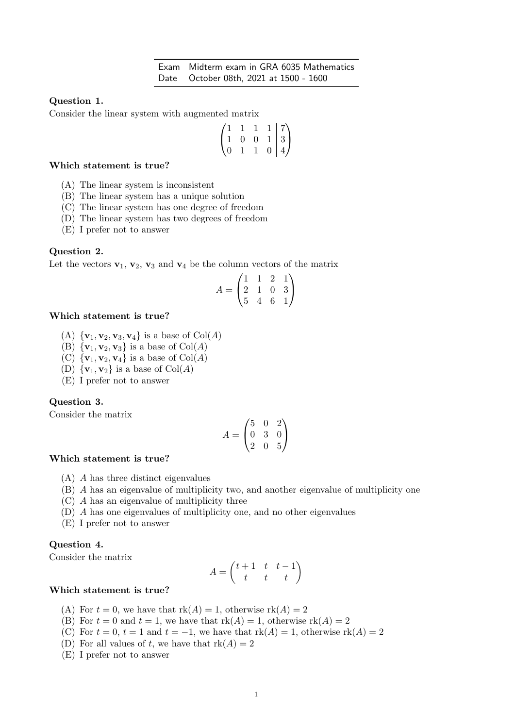| Exam | Midterm exam in GRA 6035 Mathematics |
| --- | --- |
| Date | October 08th, 2021 at 1500 - 1600 |

**Question 1.**

Consider the linear system with augmented matrix

$$\left(\begin{array}{cccc|c} 1 & 1 & 1 & 1 & 7 \\ 1 & 0 & 0 & 1 & 3 \\ 0 & 1 & 1 & 0 & 4 \end{array}\right)$$

**Which statement is true?**

(A) The linear system is inconsistent
(B) The linear system has a unique solution
(C) The linear system has one degree of freedom
(D) The linear system has two degrees of freedom
(E) I prefer not to answer

**Question 2.**

Let the vectors $\mathbf{v}_1$, $\mathbf{v}_2$, $\mathbf{v}_3$ and $\mathbf{v}_4$ be the column vectors of the matrix

$$A = \begin{pmatrix} 1 & 1 & 2 & 1 \\ 2 & 1 & 0 & 3 \\ 5 & 4 & 6 & 1 \end{pmatrix}$$

**Which statement is true?**

(A) $\{\mathbf{v}_1, \mathbf{v}_2, \mathbf{v}_3, \mathbf{v}_4\}$ is a base of $\mathrm{Col}(A)$
(B) $\{\mathbf{v}_1, \mathbf{v}_2, \mathbf{v}_3\}$ is a base of $\mathrm{Col}(A)$
(C) $\{\mathbf{v}_1, \mathbf{v}_2, \mathbf{v}_4\}$ is a base of $\mathrm{Col}(A)$
(D) $\{\mathbf{v}_1, \mathbf{v}_2\}$ is a base of $\mathrm{Col}(A)$
(E) I prefer not to answer

**Question 3.**

Consider the matrix

$$A = \begin{pmatrix} 5 & 0 & 2 \\ 0 & 3 & 0 \\ 2 & 0 & 5 \end{pmatrix}$$

**Which statement is true?**

(A) $A$ has three distinct eigenvalues
(B) $A$ has an eigenvalue of multiplicity two, and another eigenvalue of multiplicity one
(C) $A$ has an eigenvalue of multiplicity three
(D) $A$ has one eigenvalues of multiplicity one, and no other eigenvalues
(E) I prefer not to answer

**Question 4.**

Consider the matrix

$$A = \begin{pmatrix} t+1 & t & t-1 \\ t & t & t \end{pmatrix}$$

**Which statement is true?**

(A) For $t = 0$, we have that $\mathrm{rk}(A) = 1$, otherwise $\mathrm{rk}(A) = 2$
(B) For $t = 0$ and $t = 1$, we have that $\mathrm{rk}(A) = 1$, otherwise $\mathrm{rk}(A) = 2$
(C) For $t = 0$, $t = 1$ and $t = -1$, we have that $\mathrm{rk}(A) = 1$, otherwise $\mathrm{rk}(A) = 2$
(D) For all values of $t$, we have that $\mathrm{rk}(A) = 2$
(E) I prefer not to answer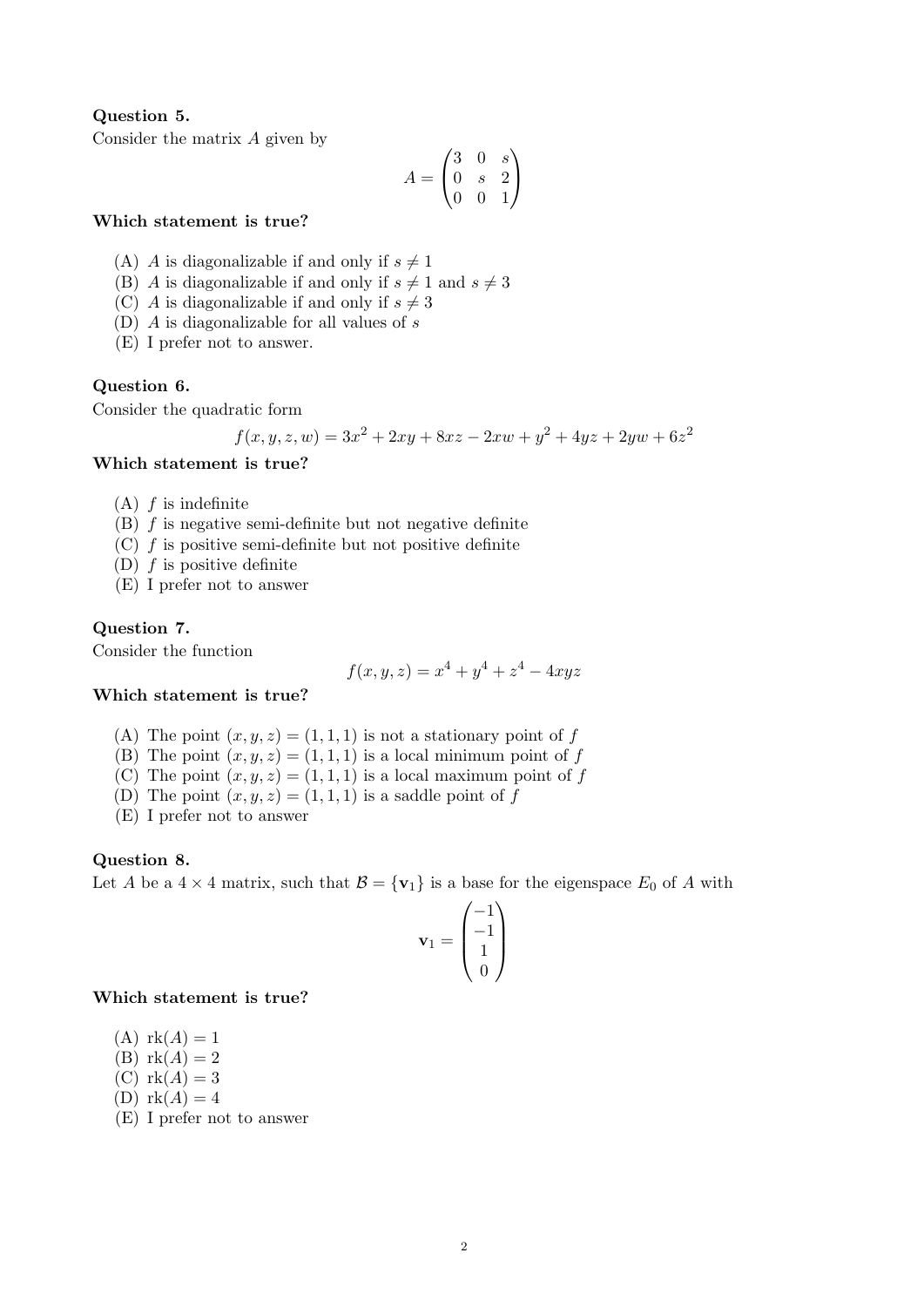**Question 5.**
Consider the matrix $A$ given by

$$A = \begin{pmatrix} 3 & 0 & s \\ 0 & s & 2 \\ 0 & 0 & 1 \end{pmatrix}$$

**Which statement is true?**

(A) $A$ is diagonalizable if and only if $s \neq 1$
(B) $A$ is diagonalizable if and only if $s \neq 1$ and $s \neq 3$
(C) $A$ is diagonalizable if and only if $s \neq 3$
(D) $A$ is diagonalizable for all values of $s$
(E) I prefer not to answer.

**Question 6.**
Consider the quadratic form

$$f(x, y, z, w) = 3x^2 + 2xy + 8xz - 2xw + y^2 + 4yz + 2yw + 6z^2$$

**Which statement is true?**

(A) $f$ is indefinite
(B) $f$ is negative semi-definite but not negative definite
(C) $f$ is positive semi-definite but not positive definite
(D) $f$ is positive definite
(E) I prefer not to answer

**Question 7.**
Consider the function

$$f(x, y, z) = x^4 + y^4 + z^4 - 4xyz$$

**Which statement is true?**

(A) The point $(x, y, z) = (1, 1, 1)$ is not a stationary point of $f$
(B) The point $(x, y, z) = (1, 1, 1)$ is a local minimum point of $f$
(C) The point $(x, y, z) = (1, 1, 1)$ is a local maximum point of $f$
(D) The point $(x, y, z) = (1, 1, 1)$ is a saddle point of $f$
(E) I prefer not to answer

**Question 8.**
Let $A$ be a $4 \times 4$ matrix, such that $\mathcal{B} = \{\mathbf{v}_1\}$ is a base for the eigenspace $E_0$ of $A$ with

$$\mathbf{v}_1 = \begin{pmatrix} -1 \\ -1 \\ 1 \\ 0 \end{pmatrix}$$

**Which statement is true?**

(A) $\text{rk}(A) = 1$
(B) $\text{rk}(A) = 2$
(C) $\text{rk}(A) = 3$
(D) $\text{rk}(A) = 4$
(E) I prefer not to answer